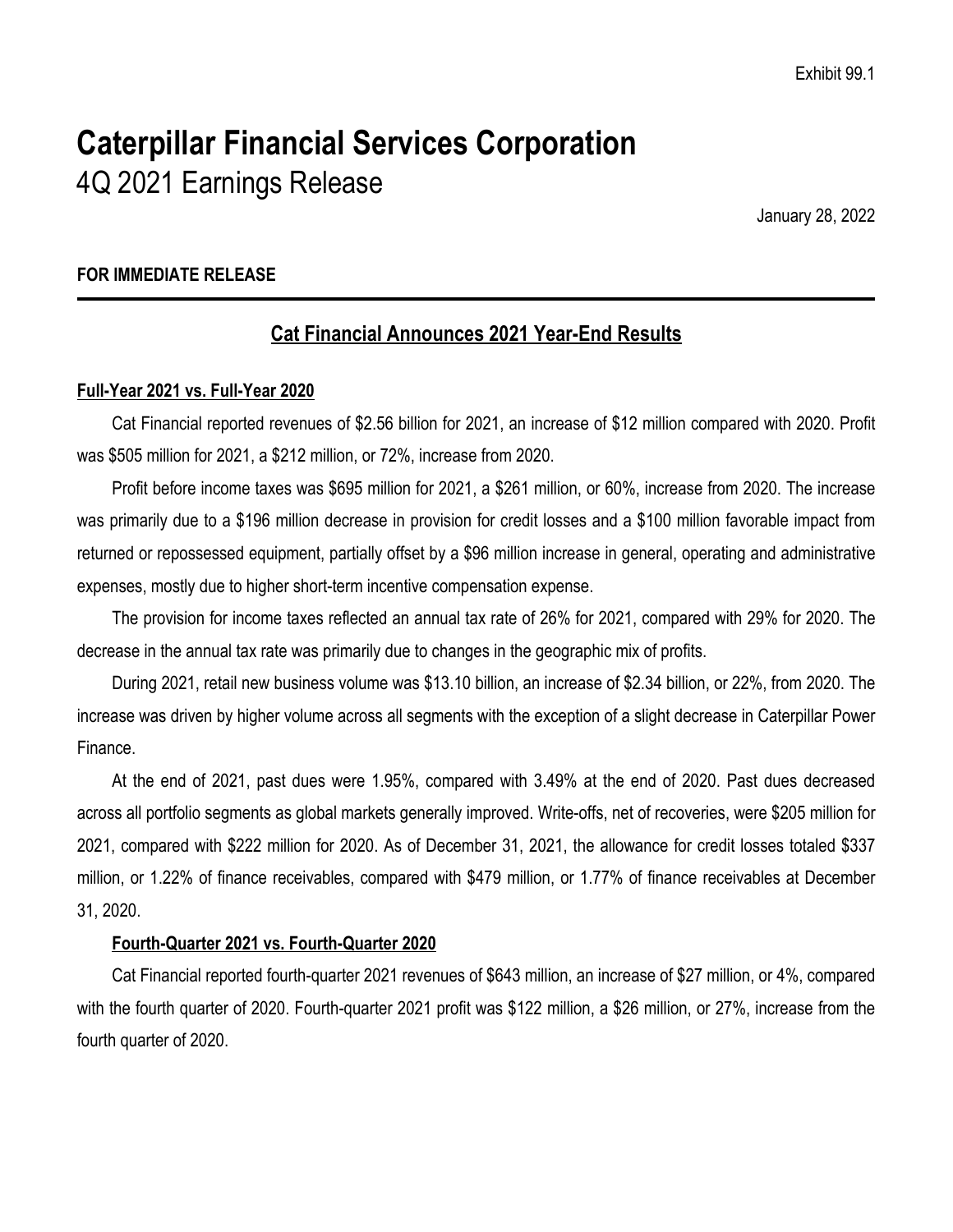Exhibit 99.1

# Caterpillar Financial Services Corporation

## 4Q 2021 Earnings Release

January 28, 2022

**FOR IMMEDIATE RELEASE**

## Cat Financial Announces 2021 Year-End Results

### Full-Year 2021 vs. Full-Year 2020

Cat Financial reported revenues of $2.56 billion for 2021, an increase of $12 million compared with 2020. Profit was $505 million for 2021, a $212 million, or 72%, increase from 2020.

Profit before income taxes was $695 million for 2021, a $261 million, or 60%, increase from 2020. The increase was primarily due to a $196 million decrease in provision for credit losses and a $100 million favorable impact from returned or repossessed equipment, partially offset by a $96 million increase in general, operating and administrative expenses, mostly due to higher short-term incentive compensation expense.

The provision for income taxes reflected an annual tax rate of 26% for 2021, compared with 29% for 2020. The decrease in the annual tax rate was primarily due to changes in the geographic mix of profits.

During 2021, retail new business volume was $13.10 billion, an increase of $2.34 billion, or 22%, from 2020. The increase was driven by higher volume across all segments with the exception of a slight decrease in Caterpillar Power Finance.

At the end of 2021, past dues were 1.95%, compared with 3.49% at the end of 2020. Past dues decreased across all portfolio segments as global markets generally improved. Write-offs, net of recoveries, were $205 million for 2021, compared with $222 million for 2020. As of December 31, 2021, the allowance for credit losses totaled $337 million, or 1.22% of finance receivables, compared with $479 million, or 1.77% of finance receivables at December 31, 2020.

### Fourth-Quarter 2021 vs. Fourth-Quarter 2020

Cat Financial reported fourth-quarter 2021 revenues of $643 million, an increase of $27 million, or 4%, compared with the fourth quarter of 2020. Fourth-quarter 2021 profit was $122 million, a $26 million, or 27%, increase from the fourth quarter of 2020.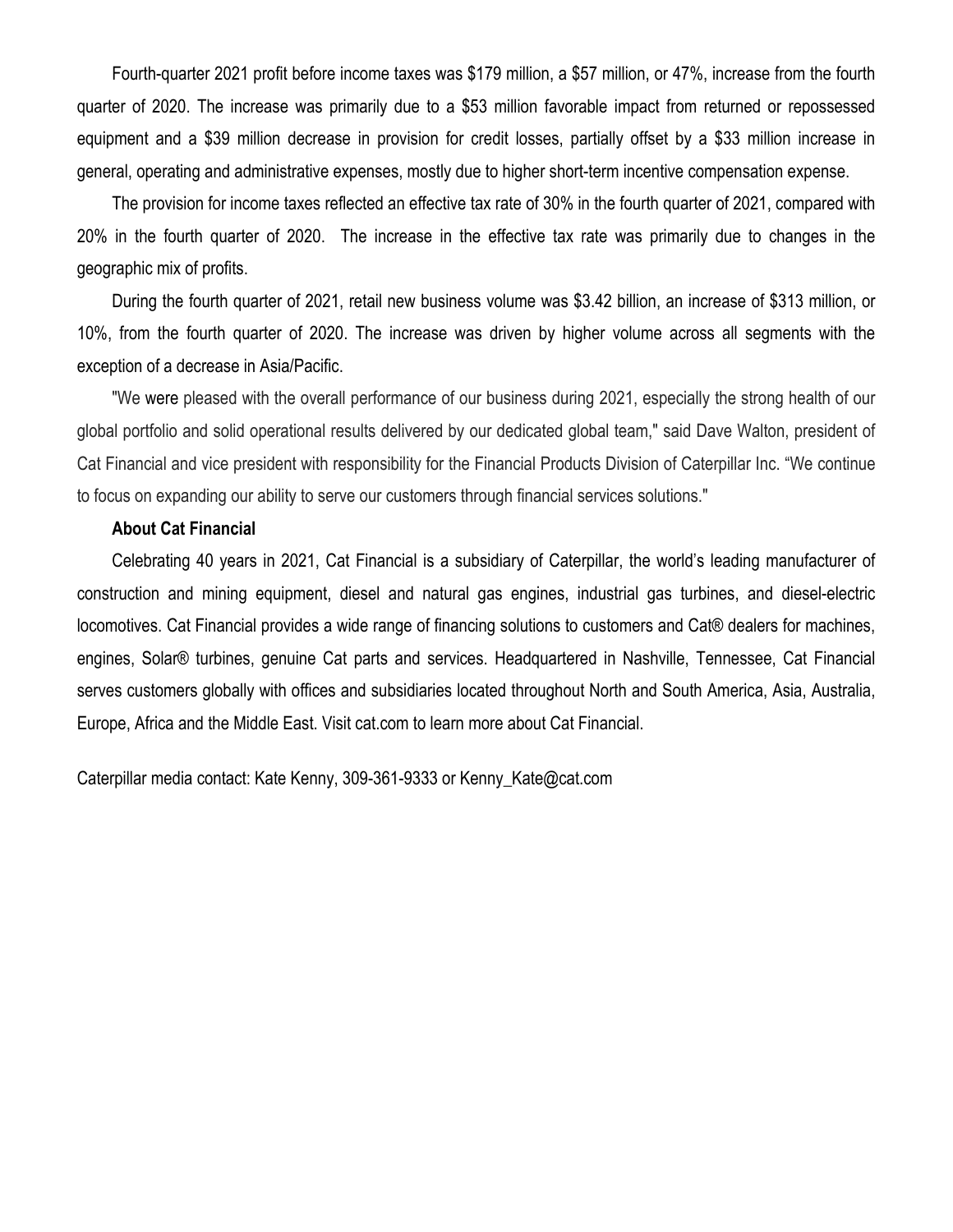Fourth-quarter 2021 profit before income taxes was $179 million, a $57 million, or 47%, increase from the fourth quarter of 2020. The increase was primarily due to a $53 million favorable impact from returned or repossessed equipment and a $39 million decrease in provision for credit losses, partially offset by a $33 million increase in general, operating and administrative expenses, mostly due to higher short-term incentive compensation expense.

The provision for income taxes reflected an effective tax rate of 30% in the fourth quarter of 2021, compared with 20% in the fourth quarter of 2020. The increase in the effective tax rate was primarily due to changes in the geographic mix of profits.

During the fourth quarter of 2021, retail new business volume was $3.42 billion, an increase of $313 million, or 10%, from the fourth quarter of 2020. The increase was driven by higher volume across all segments with the exception of a decrease in Asia/Pacific.

"We were pleased with the overall performance of our business during 2021, especially the strong health of our global portfolio and solid operational results delivered by our dedicated global team," said Dave Walton, president of Cat Financial and vice president with responsibility for the Financial Products Division of Caterpillar Inc. "We continue to focus on expanding our ability to serve our customers through financial services solutions."

**About Cat Financial**

Celebrating 40 years in 2021, Cat Financial is a subsidiary of Caterpillar, the world's leading manufacturer of construction and mining equipment, diesel and natural gas engines, industrial gas turbines, and diesel-electric locomotives. Cat Financial provides a wide range of financing solutions to customers and Cat® dealers for machines, engines, Solar® turbines, genuine Cat parts and services. Headquartered in Nashville, Tennessee, Cat Financial serves customers globally with offices and subsidiaries located throughout North and South America, Asia, Australia, Europe, Africa and the Middle East. Visit cat.com to learn more about Cat Financial.

Caterpillar media contact: Kate Kenny, 309-361-9333 or Kenny_Kate@cat.com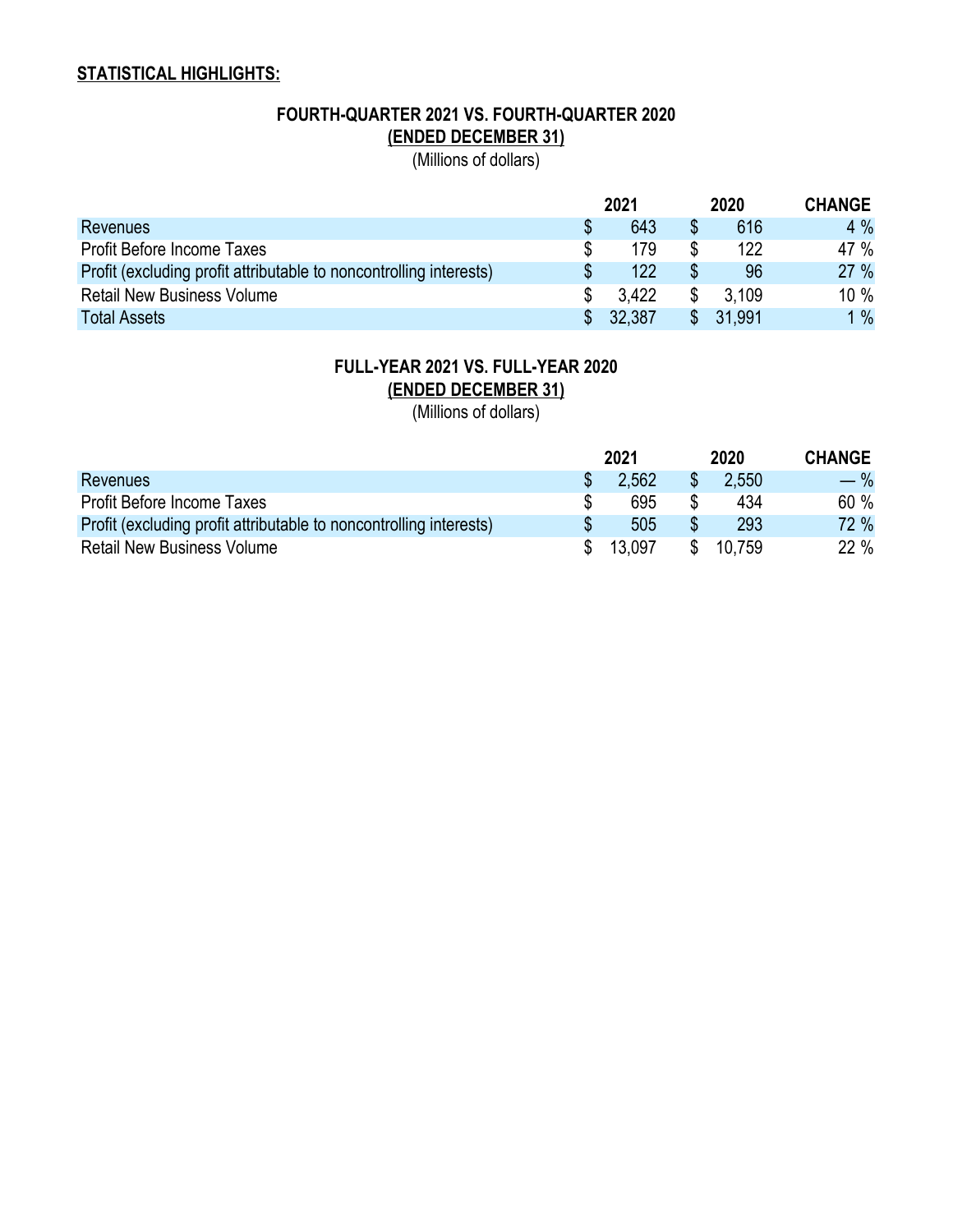**STATISTICAL HIGHLIGHTS:**

**FOURTH-QUARTER 2021 VS. FOURTH-QUARTER 2020**
**(ENDED DECEMBER 31)**
(Millions of dollars)

| | 2021 | 2020 | CHANGE |
|---|---|---|---|
| Revenues | $ 643 | $ 616 | 4 % |
| Profit Before Income Taxes | $ 179 | $ 122 | 47 % |
| Profit (excluding profit attributable to noncontrolling interests) | $ 122 | $ 96 | 27 % |
| Retail New Business Volume | $ 3,422 | $ 3,109 | 10 % |
| Total Assets | $ 32,387 | $ 31,991 | 1 % |

**FULL-YEAR 2021 VS. FULL-YEAR 2020**
**(ENDED DECEMBER 31)**
(Millions of dollars)

| | 2021 | 2020 | CHANGE |
|---|---|---|---|
| Revenues | $ 2,562 | $ 2,550 | — % |
| Profit Before Income Taxes | $ 695 | $ 434 | 60 % |
| Profit (excluding profit attributable to noncontrolling interests) | $ 505 | $ 293 | 72 % |
| Retail New Business Volume | $ 13,097 | $ 10,759 | 22 % |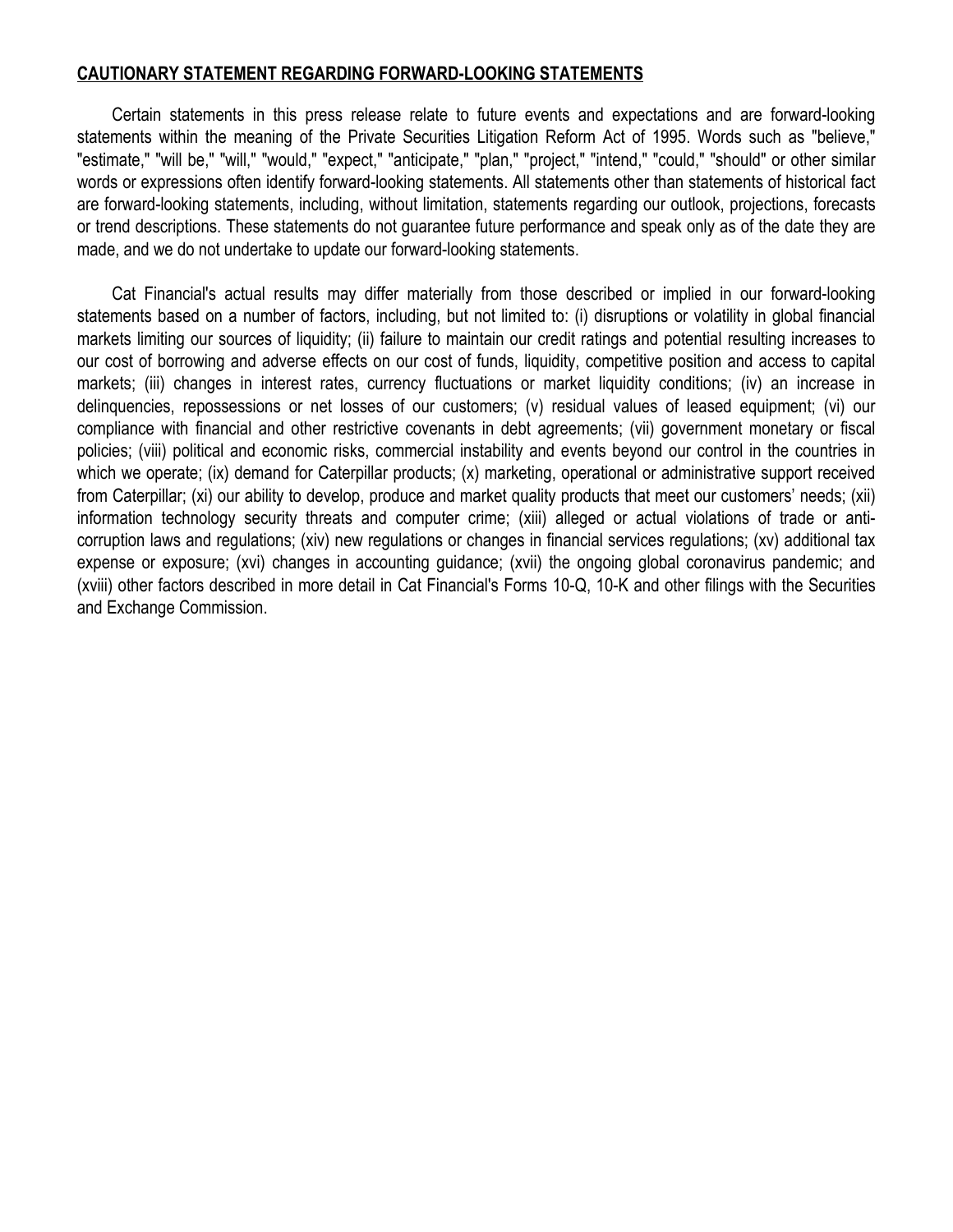## CAUTIONARY STATEMENT REGARDING FORWARD-LOOKING STATEMENTS

Certain statements in this press release relate to future events and expectations and are forward-looking statements within the meaning of the Private Securities Litigation Reform Act of 1995. Words such as "believe," "estimate," "will be," "will," "would," "expect," "anticipate," "plan," "project," "intend," "could," "should" or other similar words or expressions often identify forward-looking statements. All statements other than statements of historical fact are forward-looking statements, including, without limitation, statements regarding our outlook, projections, forecasts or trend descriptions. These statements do not guarantee future performance and speak only as of the date they are made, and we do not undertake to update our forward-looking statements.

Cat Financial's actual results may differ materially from those described or implied in our forward-looking statements based on a number of factors, including, but not limited to: (i) disruptions or volatility in global financial markets limiting our sources of liquidity; (ii) failure to maintain our credit ratings and potential resulting increases to our cost of borrowing and adverse effects on our cost of funds, liquidity, competitive position and access to capital markets; (iii) changes in interest rates, currency fluctuations or market liquidity conditions; (iv) an increase in delinquencies, repossessions or net losses of our customers; (v) residual values of leased equipment; (vi) our compliance with financial and other restrictive covenants in debt agreements; (vii) government monetary or fiscal policies; (viii) political and economic risks, commercial instability and events beyond our control in the countries in which we operate; (ix) demand for Caterpillar products; (x) marketing, operational or administrative support received from Caterpillar; (xi) our ability to develop, produce and market quality products that meet our customers' needs; (xii) information technology security threats and computer crime; (xiii) alleged or actual violations of trade or anti-corruption laws and regulations; (xiv) new regulations or changes in financial services regulations; (xv) additional tax expense or exposure; (xvi) changes in accounting guidance; (xvii) the ongoing global coronavirus pandemic; and (xviii) other factors described in more detail in Cat Financial's Forms 10-Q, 10-K and other filings with the Securities and Exchange Commission.